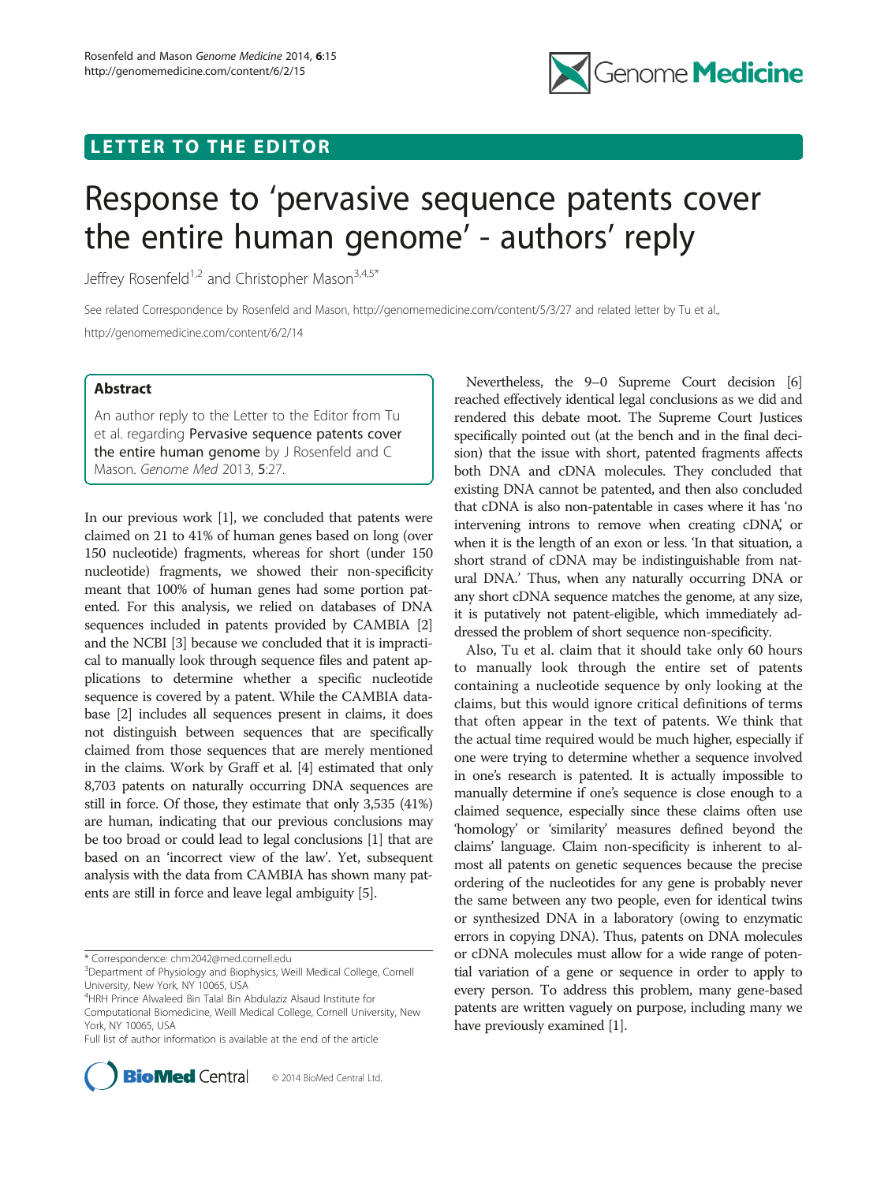LETTER TO THE EDITOR

# Response to 'pervasive sequence patents cover the entire human genome' - authors' reply

Jeffrey Rosenfeld[1,2] and Christopher Mason[3,4,5*]

See related Correspondence by Rosenfeld and Mason, http://genomemedicine.com/content/5/3/27 and related letter by Tu et al., http://genomemedicine.com/content/6/2/14

## Abstract

An author reply to the Letter to the Editor from Tu et al. regarding Pervasive sequence patents cover the entire human genome by J Rosenfeld and C Mason. *Genome Med* 2013, **5**:27.

In our previous work [1], we concluded that patents were claimed on 21 to 41% of human genes based on long (over 150 nucleotide) fragments, whereas for short (under 150 nucleotide) fragments, we showed their non-specificity meant that 100% of human genes had some portion patented. For this analysis, we relied on databases of DNA sequences included in patents provided by CAMBIA [2] and the NCBI [3] because we concluded that it is impractical to manually look through sequence files and patent applications to determine whether a specific nucleotide sequence is covered by a patent. While the CAMBIA database [2] includes all sequences present in claims, it does not distinguish between sequences that are specifically claimed from those sequences that are merely mentioned in the claims. Work by Graff et al. [4] estimated that only 8,703 patents on naturally occurring DNA sequences are still in force. Of those, they estimate that only 3,535 (41%) are human, indicating that our previous conclusions may be too broad or could lead to legal conclusions [1] that are based on an 'incorrect view of the law'. Yet, subsequent analysis with the data from CAMBIA has shown many patents are still in force and leave legal ambiguity [5].

Nevertheless, the 9–0 Supreme Court decision [6] reached effectively identical legal conclusions as we did and rendered this debate moot. The Supreme Court Justices specifically pointed out (at the bench and in the final decision) that the issue with short, patented fragments affects both DNA and cDNA molecules. They concluded that existing DNA cannot be patented, and then also concluded that cDNA is also non-patentable in cases where it has 'no intervening introns to remove when creating cDNA', or when it is the length of an exon or less. 'In that situation, a short strand of cDNA may be indistinguishable from natural DNA.' Thus, when any naturally occurring DNA or any short cDNA sequence matches the genome, at any size, it is putatively not patent-eligible, which immediately addressed the problem of short sequence non-specificity.

Also, Tu et al. claim that it should take only 60 hours to manually look through the entire set of patents containing a nucleotide sequence by only looking at the claims, but this would ignore critical definitions of terms that often appear in the text of patents. We think that the actual time required would be much higher, especially if one were trying to determine whether a sequence involved in one's research is patented. It is actually impossible to manually determine if one's sequence is close enough to a claimed sequence, especially since these claims often use 'homology' or 'similarity' measures defined beyond the claims' language. Claim non-specificity is inherent to almost all patents on genetic sequences because the precise ordering of the nucleotides for any gene is probably never the same between any two people, even for identical twins or synthesized DNA in a laboratory (owing to enzymatic errors in copying DNA). Thus, patents on DNA molecules or cDNA molecules must allow for a wide range of potential variation of a gene or sequence in order to apply to every person. To address this problem, many gene-based patents are written vaguely on purpose, including many we have previously examined [1].

\* Correspondence: chm2042@med.cornell.edu
[3]Department of Physiology and Biophysics, Weill Medical College, Cornell University, New York, NY 10065, USA
[4]HRH Prince Alwaleed Bin Talal Bin Abdulaziz Alsaud Institute for Computational Biomedicine, Weill Medical College, Cornell University, New York, NY 10065, USA
Full list of author information is available at the end of the article

© 2014 BioMed Central Ltd.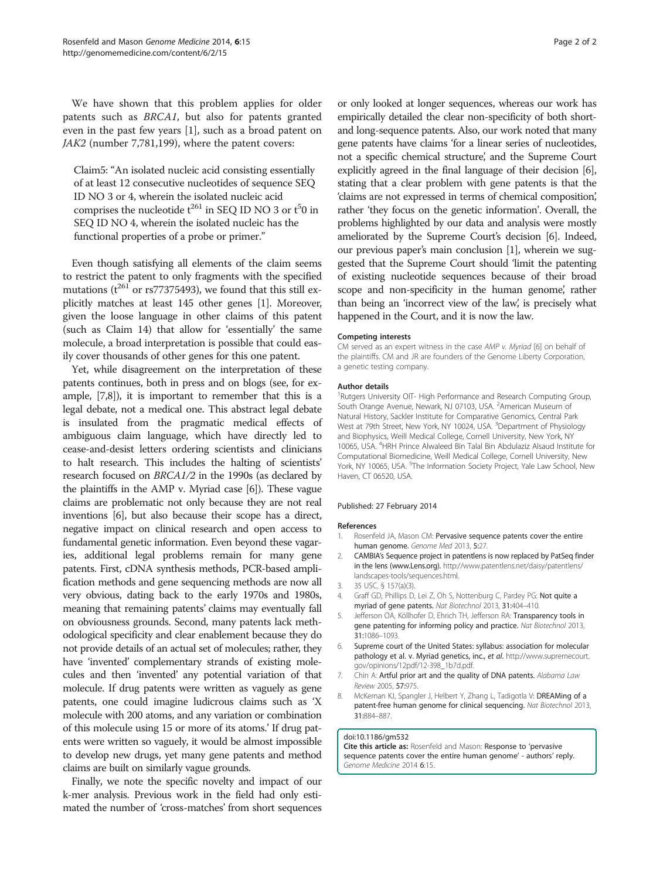We have shown that this problem applies for older patents such as *BRCA1*, but also for patents granted even in the past few years [1], such as a broad patent on *JAK2* (number 7,781,199), where the patent covers:

> Claim5: "An isolated nucleic acid consisting essentially of at least 12 consecutive nucleotides of sequence SEQ ID NO 3 or 4, wherein the isolated nucleic acid comprises the nucleotide $t^{261}$ in SEQ ID NO 3 or $t^{5}0$ in SEQ ID NO 4, wherein the isolated nucleic has the functional properties of a probe or primer."

Even though satisfying all elements of the claim seems to restrict the patent to only fragments with the specified mutations ($t^{261}$ or rs77375493), we found that this still explicitly matches at least 145 other genes [1]. Moreover, given the loose language in other claims of this patent (such as Claim 14) that allow for 'essentially' the same molecule, a broad interpretation is possible that could easily cover thousands of other genes for this one patent.

Yet, while disagreement on the interpretation of these patents continues, both in press and on blogs (see, for example, [7,8]), it is important to remember that this is a legal debate, not a medical one. This abstract legal debate is insulated from the pragmatic medical effects of ambiguous claim language, which have directly led to cease-and-desist letters ordering scientists and clinicians to halt research. This includes the halting of scientists' research focused on *BRCA1/2* in the 1990s (as declared by the plaintiffs in the AMP v. Myriad case [6]). These vague claims are problematic not only because they are not real inventions [6], but also because their scope has a direct, negative impact on clinical research and open access to fundamental genetic information. Even beyond these vagaries, additional legal problems remain for many gene patents. First, cDNA synthesis methods, PCR-based amplification methods and gene sequencing methods are now all very obvious, dating back to the early 1970s and 1980s, meaning that remaining patents' claims may eventually fall on obviousness grounds. Second, many patents lack methodological specificity and clear enablement because they do not provide details of an actual set of molecules; rather, they have 'invented' complementary strands of existing molecules and then 'invented' any potential variation of that molecule. If drug patents were written as vaguely as gene patents, one could imagine ludicrous claims such as 'X molecule with 200 atoms, and any variation or combination of this molecule using 15 or more of its atoms.' If drug patents were written so vaguely, it would be almost impossible to develop new drugs, yet many gene patents and method claims are built on similarly vague grounds.

Finally, we note the specific novelty and impact of our k-mer analysis. Previous work in the field had only estimated the number of 'cross-matches' from short sequences or only looked at longer sequences, whereas our work has empirically detailed the clear non-specificity of both short- and long-sequence patents. Also, our work noted that many gene patents have claims 'for a linear series of nucleotides, not a specific chemical structure', and the Supreme Court explicitly agreed in the final language of their decision [6], stating that a clear problem with gene patents is that the 'claims are not expressed in terms of chemical composition', rather 'they focus on the genetic information'. Overall, the problems highlighted by our data and analysis were mostly ameliorated by the Supreme Court's decision [6]. Indeed, our previous paper's main conclusion [1], wherein we suggested that the Supreme Court should 'limit the patenting of existing nucleotide sequences because of their broad scope and non-specificity in the human genome', rather than being an 'incorrect view of the law', is precisely what happened in the Court, and it is now the law.

#### Competing interests

CM served as an expert witness in the case *AMP v. Myriad* [6] on behalf of the plaintiffs. CM and JR are founders of the Genome Liberty Corporation, a genetic testing company.

#### Author details

[1]Rutgers University OIT- High Performance and Research Computing Group, South Orange Avenue, Newark, NJ 07103, USA. [2]American Museum of Natural History, Sackler Institute for Comparative Genomics, Central Park West at 79th Street, New York, NY 10024, USA. [3]Department of Physiology and Biophysics, Weill Medical College, Cornell University, New York, NY 10065, USA. [4]HRH Prince Alwaleed Bin Talal Bin Abdulaziz Alsaud Institute for Computational Biomedicine, Weill Medical College, Cornell University, New York, NY 10065, USA. [5]The Information Society Project, Yale Law School, New Haven, CT 06520, USA.

Published: 27 February 2014

#### References

1. Rosenfeld JA, Mason CM: **Pervasive sequence patents cover the entire human genome.** *Genome Med* 2013, **5:**27.
2. **CAMBIA's Sequence project in patentlens is now replaced by PatSeq finder in the lens (www.Lens.org).** http://www.patentlens.net/daisy/patentlens/landscapes-tools/sequences.html.
3. 35 USC. § 157(a)(3).
4. Graff GD, Phillips D, Lei Z, Oh S, Nottenburg C, Pardey PG: **Not quite a myriad of gene patents.** *Nat Biotechnol* 2013, **31:**404–410.
5. Jefferson OA, Köllhofer D, Ehrich TH, Jefferson RA: **Transparency tools in gene patenting for informing policy and practice.** *Nat Biotechnol* 2013, **31:**1086–1093.
6. **Supreme court of the United States: syllabus: association for molecular pathology et al. v. Myriad genetics, inc., *et al.*** http://www.supremecourt.gov/opinions/12pdf/12-398_1b7d.pdf.
7. Chin A: **Artful prior art and the quality of DNA patents.** *Alabama Law Review* 2005, **57:**975.
8. McKernan KJ, Spangler J, Helbert Y, Zhang L, Tadigotla V: **DREAMing of a patent-free human genome for clinical sequencing.** *Nat Biotechnol* 2013, **31:**884–887.

doi:10.1186/gm532

**Cite this article as:** Rosenfeld and Mason: Response to 'pervasive sequence patents cover the entire human genome' - authors' reply. *Genome Medicine* 2014 **6**:15.